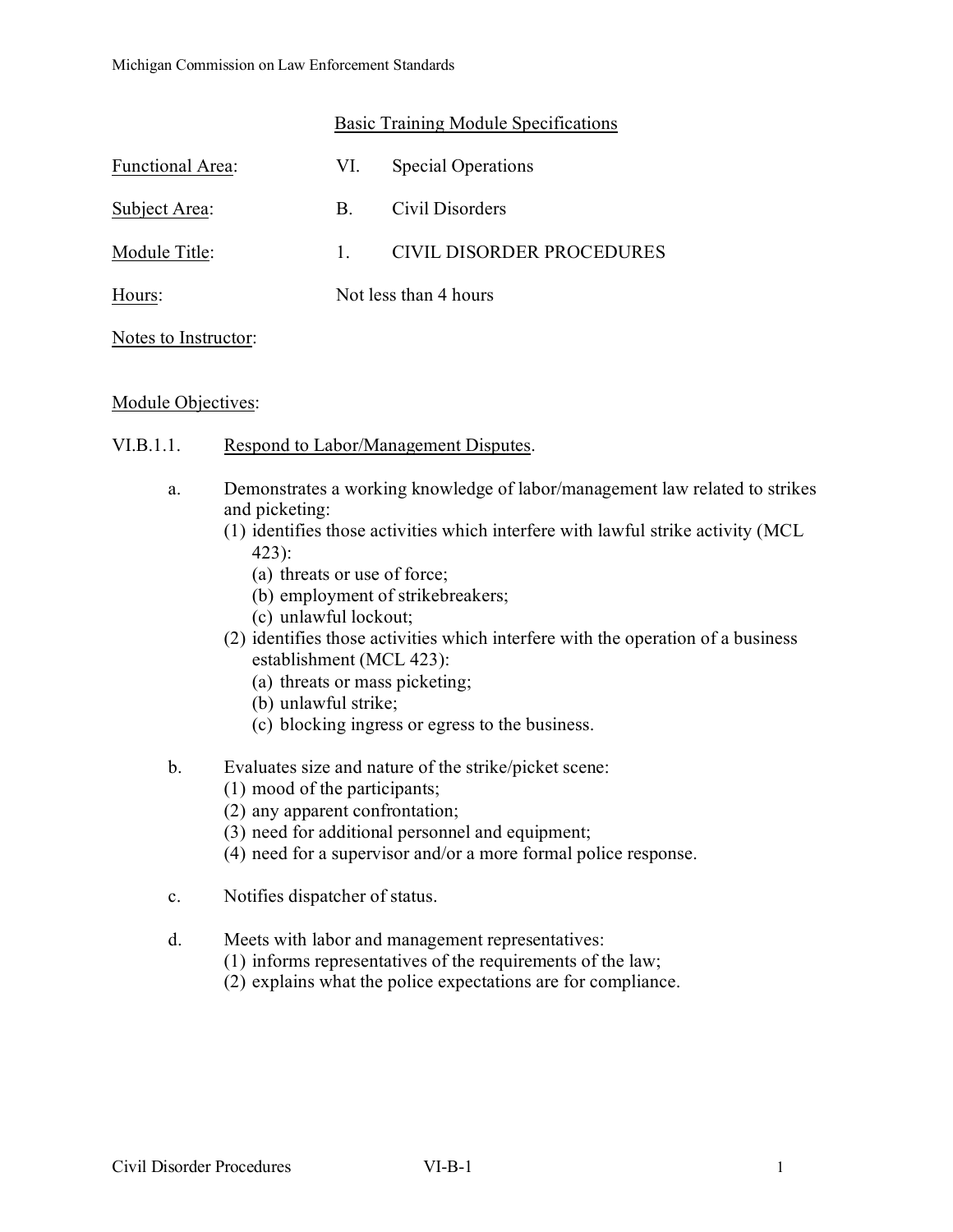## Basic Training Module Specifications

Functional Area: VI. Special Operations

Subject Area: B. Civil Disorders

Module Title: 1. CIVIL DISORDER PROCEDURES

Hours: Not less than 4 hours

Notes to Instructor:

Module Objectives:

VI.B.1.1. Respond to Labor/Management Disputes.

a. Demonstrates a working knowledge of labor/management law related to strikes and picketing:
   - (1) identifies those activities which interfere with lawful strike activity (MCL 423):
     - (a) threats or use of force;
     - (b) employment of strikebreakers;
     - (c) unlawful lockout;
   - (2) identifies those activities which interfere with the operation of a business establishment (MCL 423):
     - (a) threats or mass picketing;
     - (b) unlawful strike;
     - (c) blocking ingress or egress to the business.

b. Evaluates size and nature of the strike/picket scene:
   - (1) mood of the participants;
   - (2) any apparent confrontation;
   - (3) need for additional personnel and equipment;
   - (4) need for a supervisor and/or a more formal police response.

c. Notifies dispatcher of status.

d. Meets with labor and management representatives:
   - (1) informs representatives of the requirements of the law;
   - (2) explains what the police expectations are for compliance.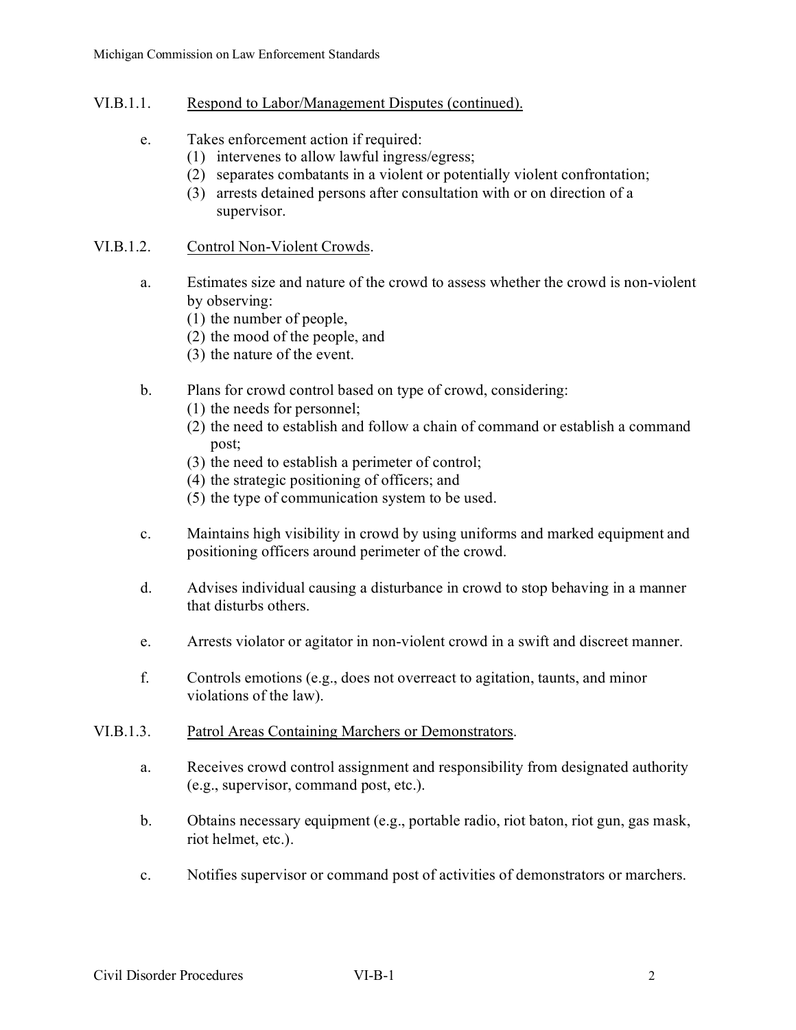## VI.B.1.1. Respond to Labor/Management Disputes (continued).

e. Takes enforcement action if required:
   (1) intervenes to allow lawful ingress/egress;
   (2) separates combatants in a violent or potentially violent confrontation;
   (3) arrests detained persons after consultation with or on direction of a supervisor.

## VI.B.1.2. Control Non-Violent Crowds.

a. Estimates size and nature of the crowd to assess whether the crowd is non-violent by observing:
   (1) the number of people,
   (2) the mood of the people, and
   (3) the nature of the event.

b. Plans for crowd control based on type of crowd, considering:
   (1) the needs for personnel;
   (2) the need to establish and follow a chain of command or establish a command post;
   (3) the need to establish a perimeter of control;
   (4) the strategic positioning of officers; and
   (5) the type of communication system to be used.

c. Maintains high visibility in crowd by using uniforms and marked equipment and positioning officers around perimeter of the crowd.

d. Advises individual causing a disturbance in crowd to stop behaving in a manner that disturbs others.

e. Arrests violator or agitator in non-violent crowd in a swift and discreet manner.

f. Controls emotions (e.g., does not overreact to agitation, taunts, and minor violations of the law).

## VI.B.1.3. Patrol Areas Containing Marchers or Demonstrators.

a. Receives crowd control assignment and responsibility from designated authority (e.g., supervisor, command post, etc.).

b. Obtains necessary equipment (e.g., portable radio, riot baton, riot gun, gas mask, riot helmet, etc.).

c. Notifies supervisor or command post of activities of demonstrators or marchers.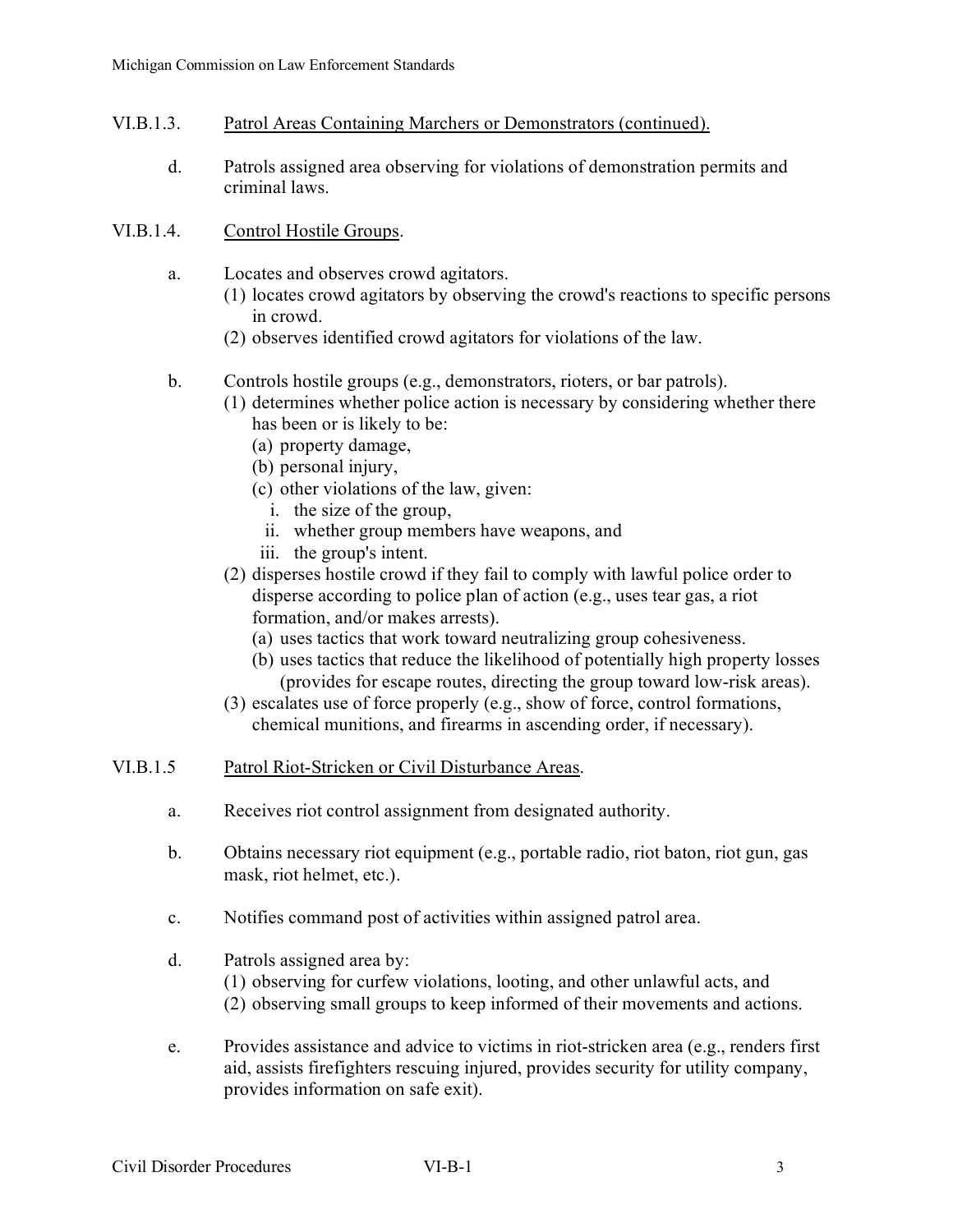VI.B.1.3. Patrol Areas Containing Marchers or Demonstrators (continued).

d. Patrols assigned area observing for violations of demonstration permits and criminal laws.

VI.B.1.4. Control Hostile Groups.

a. Locates and observes crowd agitators.
   (1) locates crowd agitators by observing the crowd's reactions to specific persons in crowd.
   (2) observes identified crowd agitators for violations of the law.

b. Controls hostile groups (e.g., demonstrators, rioters, or bar patrols).
   (1) determines whether police action is necessary by considering whether there has been or is likely to be:
      (a) property damage,
      (b) personal injury,
      (c) other violations of the law, given:
         i. the size of the group,
         ii. whether group members have weapons, and
         iii. the group's intent.
   (2) disperses hostile crowd if they fail to comply with lawful police order to disperse according to police plan of action (e.g., uses tear gas, a riot formation, and/or makes arrests).
      (a) uses tactics that work toward neutralizing group cohesiveness.
      (b) uses tactics that reduce the likelihood of potentially high property losses (provides for escape routes, directing the group toward low-risk areas).
   (3) escalates use of force properly (e.g., show of force, control formations, chemical munitions, and firearms in ascending order, if necessary).

VI.B.1.5 Patrol Riot-Stricken or Civil Disturbance Areas.

a. Receives riot control assignment from designated authority.

b. Obtains necessary riot equipment (e.g., portable radio, riot baton, riot gun, gas mask, riot helmet, etc.).

c. Notifies command post of activities within assigned patrol area.

d. Patrols assigned area by:
   (1) observing for curfew violations, looting, and other unlawful acts, and
   (2) observing small groups to keep informed of their movements and actions.

e. Provides assistance and advice to victims in riot-stricken area (e.g., renders first aid, assists firefighters rescuing injured, provides security for utility company, provides information on safe exit).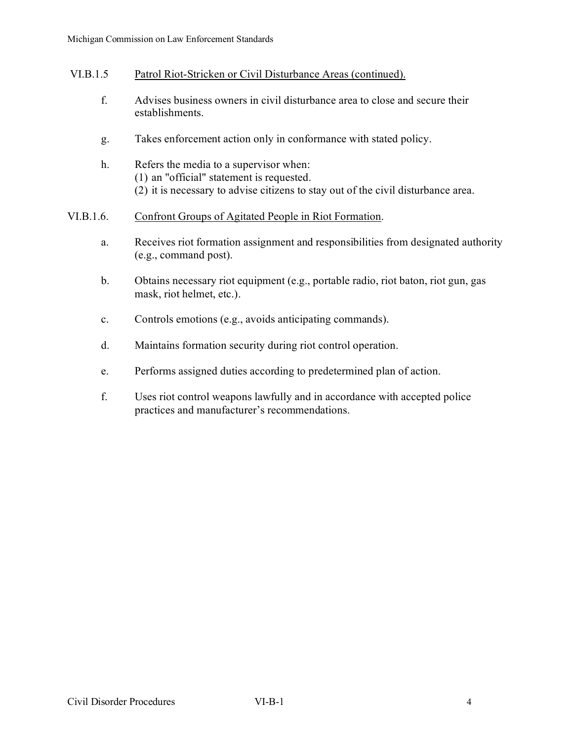VI.B.1.5 <u>Patrol Riot-Stricken or Civil Disturbance Areas (continued).</u>

f. Advises business owners in civil disturbance area to close and secure their establishments.

g. Takes enforcement action only in conformance with stated policy.

h. Refers the media to a supervisor when:
   (1) an "official" statement is requested.
   (2) it is necessary to advise citizens to stay out of the civil disturbance area.

VI.B.1.6. <u>Confront Groups of Agitated People in Riot Formation</u>.

a. Receives riot formation assignment and responsibilities from designated authority (e.g., command post).

b. Obtains necessary riot equipment (e.g., portable radio, riot baton, riot gun, gas mask, riot helmet, etc.).

c. Controls emotions (e.g., avoids anticipating commands).

d. Maintains formation security during riot control operation.

e. Performs assigned duties according to predetermined plan of action.

f. Uses riot control weapons lawfully and in accordance with accepted police practices and manufacturer's recommendations.